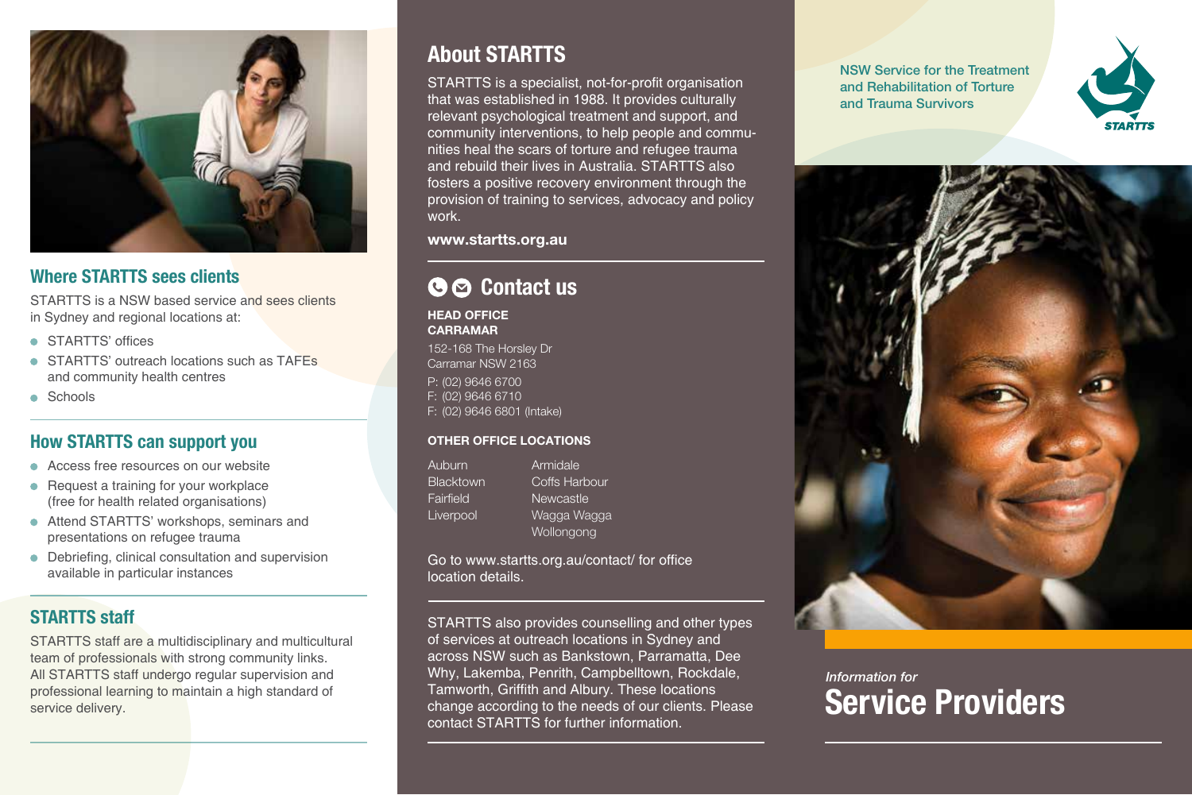## Where STARTTS sees clients

STARTTS is a NSW based service and sees clients in Sydney and regional locations at:

- STARTTS' offices
- STARTTS' outreach locations such as TAFEs and community health centres
- Schools

## How STARTTS can support you

- Access free resources on our website
- Request a training for your workplace (free for health related organisations)
- Attend STARTTS' workshops, seminars and presentations on refugee trauma
- Debriefing, clinical consultation and supervision available in particular instances

## STARTTS staff

STARTTS staff are a multidisciplinary and multicultural team of professionals with strong community links. All STARTTS staff undergo regular supervision and professional learning to maintain a high standard of service delivery.

## About STARTTS

STARTTS is a specialist, not-for-profit organisation that was established in 1988. It provides culturally relevant psychological treatment and support, and community interventions, to help people and communities heal the scars of torture and refugee trauma and rebuild their lives in Australia. STARTTS also fosters a positive recovery environment through the provision of training to services, advocacy and policy work.

**www.startts.org.au**

## Contact us

**HEAD OFFICE**
**CARRAMAR**

152-168 The Horsley Dr
Carramar NSW 2163

P: (02) 9646 6700
F: (02) 9646 6710
F: (02) 9646 6801 (Intake)

**OTHER OFFICE LOCATIONS**

Auburn
Blacktown
Fairfield
Liverpool
Armidale
Coffs Harbour
Newcastle
Wagga Wagga
Wollongong

Go to www.startts.org.au/contact/ for office location details.

STARTTS also provides counselling and other types of services at outreach locations in Sydney and across NSW such as Bankstown, Parramatta, Dee Why, Lakemba, Penrith, Campbelltown, Rockdale, Tamworth, Griffith and Albury. These locations change according to the needs of our clients. Please contact STARTTS for further information.

NSW Service for the Treatment and Rehabilitation of Torture and Trauma Survivors

STARTTS

*Information for*

# Service Providers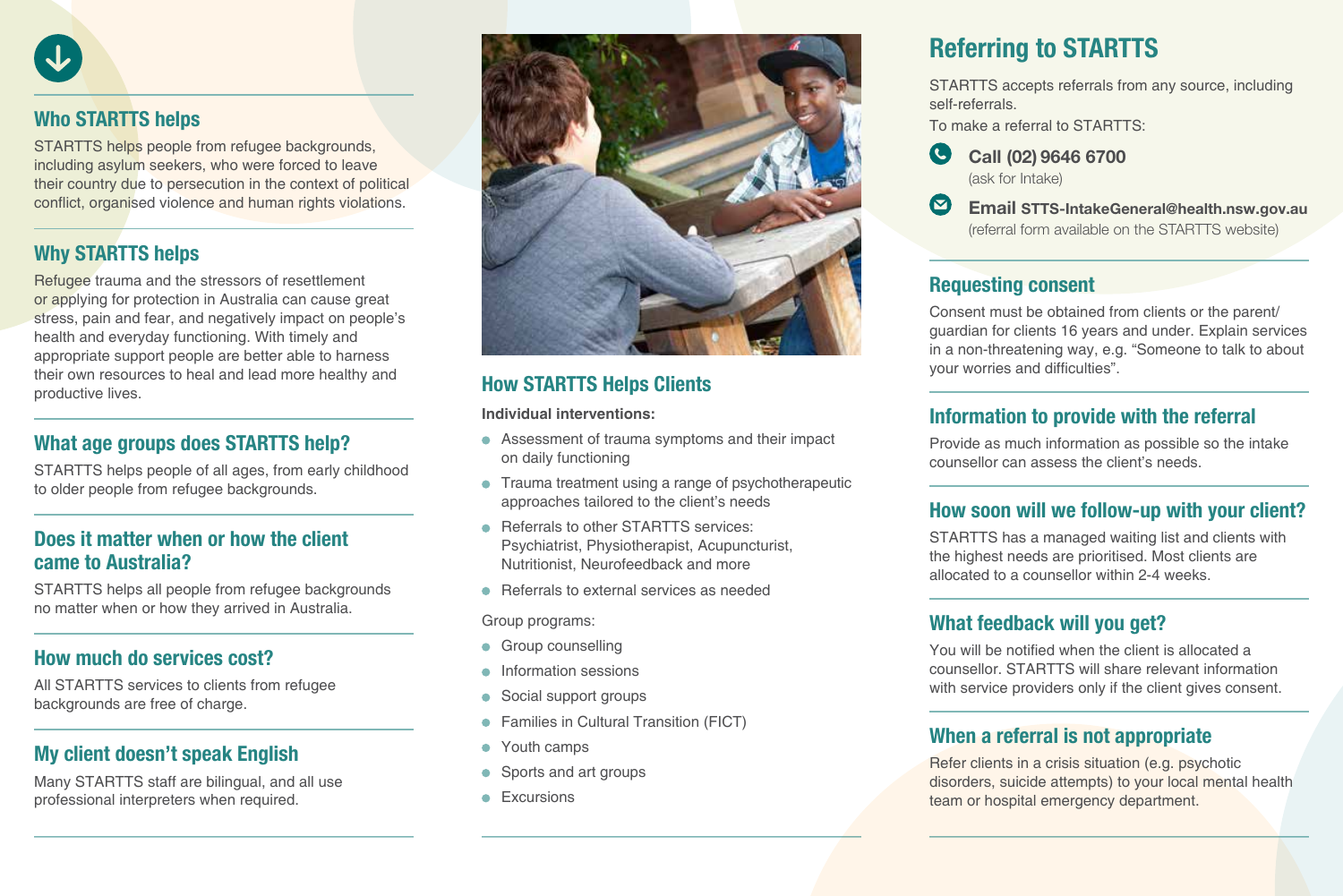## Who STARTTS helps

STARTTS helps people from refugee backgrounds, including asylum seekers, who were forced to leave their country due to persecution in the context of political conflict, organised violence and human rights violations.

## Why STARTTS helps

Refugee trauma and the stressors of resettlement or applying for protection in Australia can cause great stress, pain and fear, and negatively impact on people's health and everyday functioning. With timely and appropriate support people are better able to harness their own resources to heal and lead more healthy and productive lives.

## What age groups does STARTTS help?

STARTTS helps people of all ages, from early childhood to older people from refugee backgrounds.

## Does it matter when or how the client came to Australia?

STARTTS helps all people from refugee backgrounds no matter when or how they arrived in Australia.

## How much do services cost?

All STARTTS services to clients from refugee backgrounds are free of charge.

## My client doesn't speak English

Many STARTTS staff are bilingual, and all use professional interpreters when required.

## How STARTTS Helps Clients

**Individual interventions:**

- Assessment of trauma symptoms and their impact on daily functioning
- Trauma treatment using a range of psychotherapeutic approaches tailored to the client's needs
- Referrals to other STARTTS services: Psychiatrist, Physiotherapist, Acupuncturist, Nutritionist, Neurofeedback and more
- Referrals to external services as needed

Group programs:

- Group counselling
- Information sessions
- Social support groups
- Families in Cultural Transition (FICT)
- Youth camps
- Sports and art groups
- Excursions

# Referring to STARTTS

STARTTS accepts referrals from any source, including self-referrals.

To make a referral to STARTTS:

- **Call (02) 9646 6700**
  (ask for Intake)
- **Email STTS-IntakeGeneral@health.nsw.gov.au**
  (referral form available on the STARTTS website)

## Requesting consent

Consent must be obtained from clients or the parent/guardian for clients 16 years and under. Explain services in a non-threatening way, e.g. "Someone to talk to about your worries and difficulties".

## Information to provide with the referral

Provide as much information as possible so the intake counsellor can assess the client's needs.

## How soon will we follow-up with your client?

STARTTS has a managed waiting list and clients with the highest needs are prioritised. Most clients are allocated to a counsellor within 2-4 weeks.

## What feedback will you get?

You will be notified when the client is allocated a counsellor. STARTTS will share relevant information with service providers only if the client gives consent.

## When a referral is not appropriate

Refer clients in a crisis situation (e.g. psychotic disorders, suicide attempts) to your local mental health team or hospital emergency department.